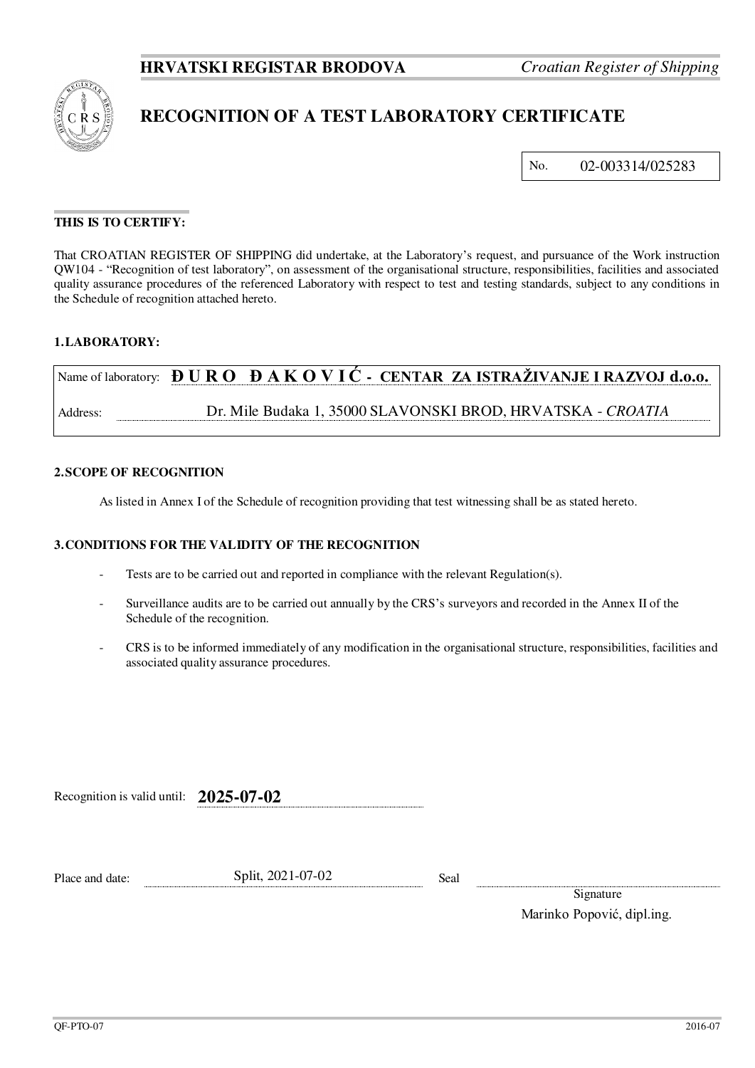**HRVATSKI REGISTAR BRODOVA** *Croatian Register of Shipping*

# RECOGNITION OF A TEST LABORATORY CERTIFICATE

No. 02-003314/025283

**THIS IS TO CERTIFY:**

That CROATIAN REGISTER OF SHIPPING did undertake, at the Laboratory's request, and pursuance of the Work instruction QW104 - "Recognition of test laboratory", on assessment of the organisational structure, responsibilities, facilities and associated quality assurance procedures of the referenced Laboratory with respect to test and testing standards, subject to any conditions in the Schedule of recognition attached hereto.

## 1. LABORATORY:

| | |
|---|---|
| Name of laboratory: | **Đ U R O Đ A K O V I Ć - CENTAR ZA ISTRAŽIVANJE I RAZVOJ d.o.o.** |
| Address: | Dr. Mile Budaka 1, 35000 SLAVONSKI BROD, HRVATSKA - *CROATIA* |

## 2. SCOPE OF RECOGNITION

As listed in Annex I of the Schedule of recognition providing that test witnessing shall be as stated hereto.

## 3. CONDITIONS FOR THE VALIDITY OF THE RECOGNITION

- Tests are to be carried out and reported in compliance with the relevant Regulation(s).
- Surveillance audits are to be carried out annually by the CRS's surveyors and recorded in the Annex II of the Schedule of the recognition.
- CRS is to be informed immediately of any modification in the organisational structure, responsibilities, facilities and associated quality assurance procedures.

Recognition is valid until: **2025-07-02**

Place and date: Split, 2021-07-02

Seal

Signature

Marinko Popović, dipl.ing.

QF-PTO-07 2016-07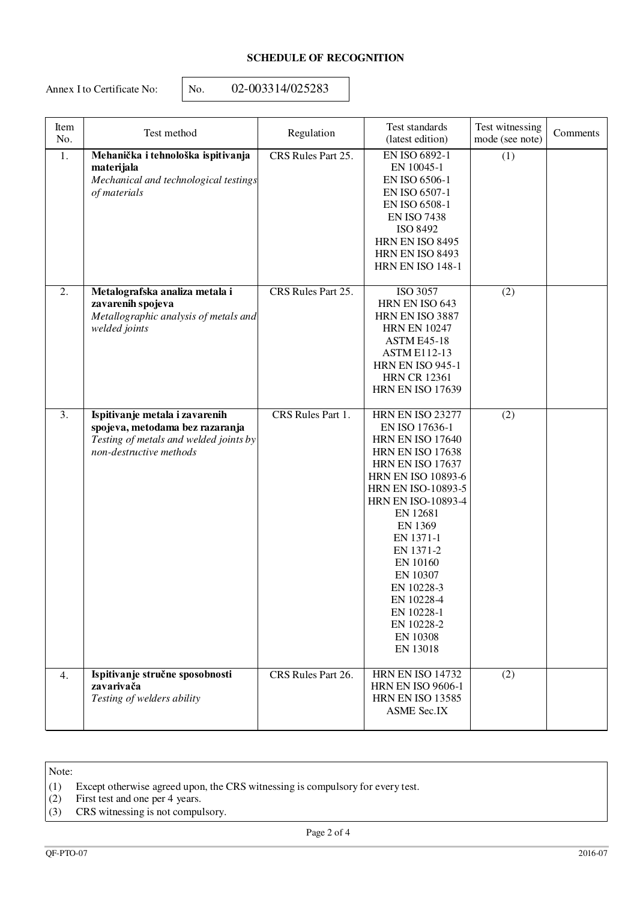**SCHEDULE OF RECOGNITION**

Annex I to Certificate No: No. 02-003314/025283

| Item No. | Test method | Regulation | Test standards (latest edition) | Test witnessing mode (see note) | Comments |
|---|---|---|---|---|---|
| 1. | **Mehanička i tehnološka ispitivanja materijala** *Mechanical and technological testings of materials* | CRS Rules Part 25. | EN ISO 6892-1<br>EN 10045-1<br>EN ISO 6506-1<br>EN ISO 6507-1<br>EN ISO 6508-1<br>EN ISO 7438<br>ISO 8492<br>HRN EN ISO 8495<br>HRN EN ISO 8493<br>HRN EN ISO 148-1 | (1) | |
| 2. | **Metalografska analiza metala i zavarenih spojeva** *Metallographic analysis of metals and welded joints* | CRS Rules Part 25. | ISO 3057<br>HRN EN ISO 643<br>HRN EN ISO 3887<br>HRN EN 10247<br>ASTM E45-18<br>ASTM E112-13<br>HRN EN ISO 945-1<br>HRN CR 12361<br>HRN EN ISO 17639 | (2) | |
| 3. | **Ispitivanje metala i zavarenih spojeva, metodama bez razaranja** *Testing of metals and welded joints by non-destructive methods* | CRS Rules Part 1. | HRN EN ISO 23277<br>EN ISO 17636-1<br>HRN EN ISO 17640<br>HRN EN ISO 17638<br>HRN EN ISO 17637<br>HRN EN ISO 10893-6<br>HRN EN ISO-10893-5<br>HRN EN ISO-10893-4<br>EN 12681<br>EN 1369<br>EN 1371-1<br>EN 1371-2<br>EN 10160<br>EN 10307<br>EN 10228-3<br>EN 10228-4<br>EN 10228-1<br>EN 10228-2<br>EN 10308<br>EN 13018 | (2) | |
| 4. | **Ispitivanje stručne sposobnosti zavarivača** *Testing of welders ability* | CRS Rules Part 26. | HRN EN ISO 14732<br>HRN EN ISO 9606-1<br>HRN EN ISO 13585<br>ASME Sec.IX | (2) | |

Note:

(1) Except otherwise agreed upon, the CRS witnessing is compulsory for every test.
(2) First test and one per 4 years.
(3) CRS witnessing is not compulsory.

QF-PTO-07 2016-07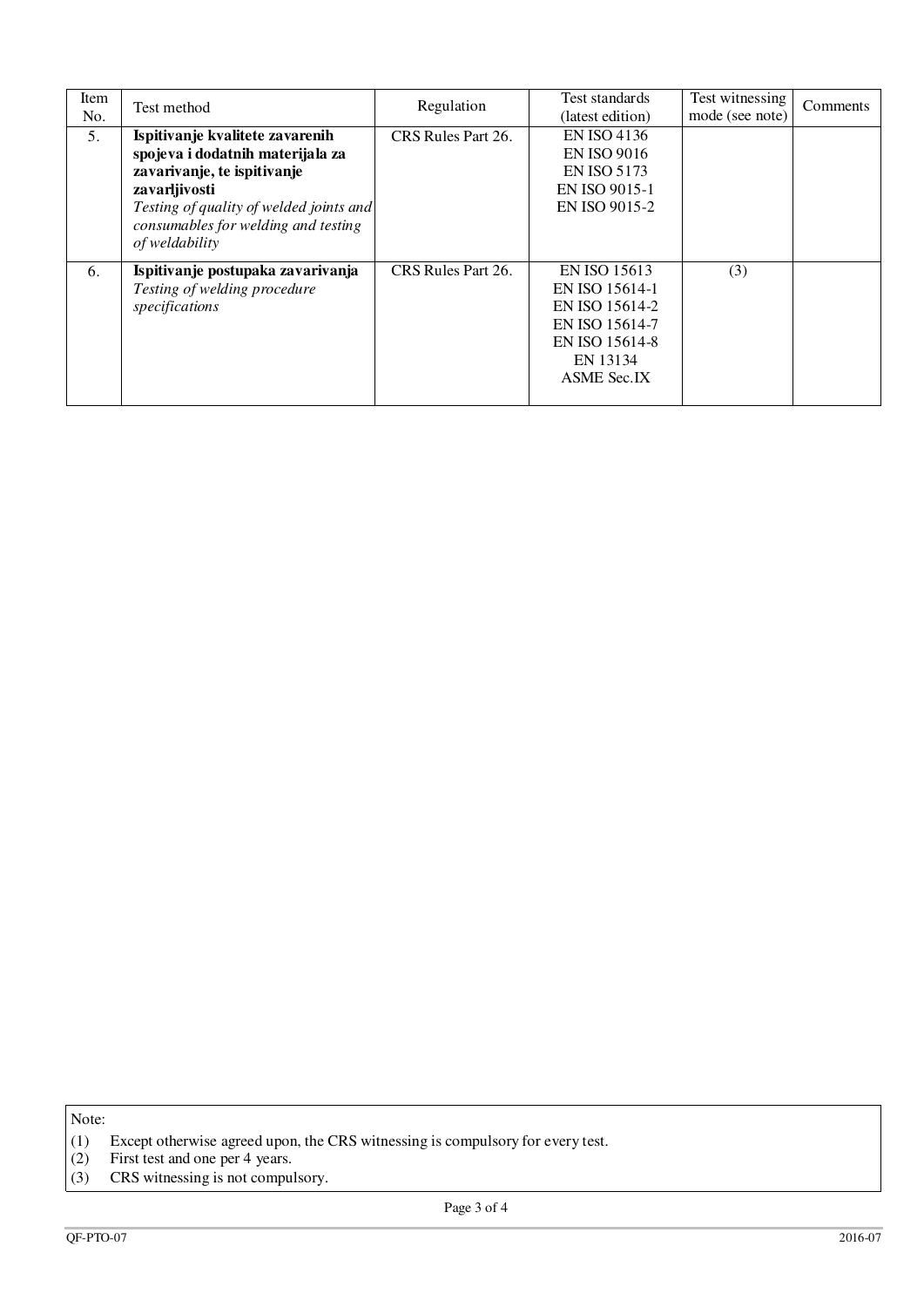| Item No. | Test method | Regulation | Test standards (latest edition) | Test witnessing mode (see note) | Comments |
|---|---|---|---|---|---|
| 5. | **Ispitivanje kvalitete zavarenih spojeva i dodatnih materijala za zavarivanje, te ispitivanje zavarljivosti** *Testing of quality of welded joints and consumables for welding and testing of weldability* | CRS Rules Part 26. | EN ISO 4136<br>EN ISO 9016<br>EN ISO 5173<br>EN ISO 9015-1<br>EN ISO 9015-2 | | |
| 6. | **Ispitivanje postupaka zavarivanja** *Testing of welding procedure specifications* | CRS Rules Part 26. | EN ISO 15613<br>EN ISO 15614-1<br>EN ISO 15614-2<br>EN ISO 15614-7<br>EN ISO 15614-8<br>EN 13134<br>ASME Sec.IX | (3) | |

Note:
(1) Except otherwise agreed upon, the CRS witnessing is compulsory for every test.
(2) First test and one per 4 years.
(3) CRS witnessing is not compulsory.

QF-PTO-07 2016-07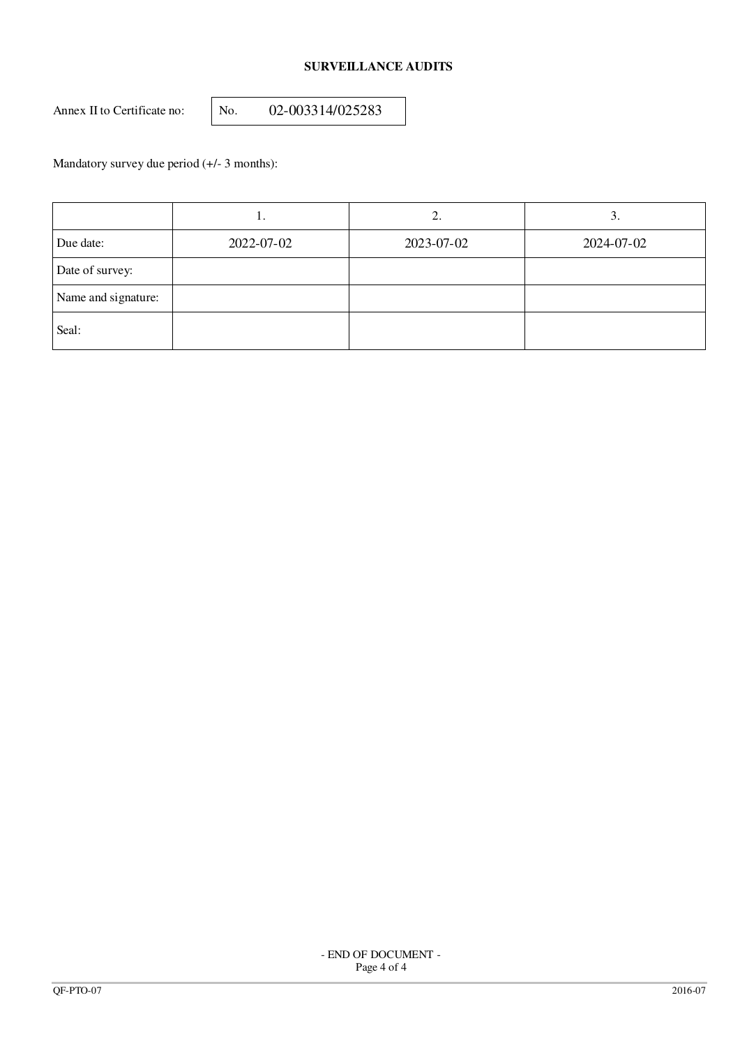**SURVEILLANCE AUDITS**

Annex II to Certificate no: No. 02-003314/025283

Mandatory survey due period (+/- 3 months):

| | 1. | 2. | 3. |
|---|---|---|---|
| Due date: | 2022-07-02 | 2023-07-02 | 2024-07-02 |
| Date of survey: | | | |
| Name and signature: | | | |
| Seal: | | | |

- END OF DOCUMENT -

QF-PTO-07 2016-07